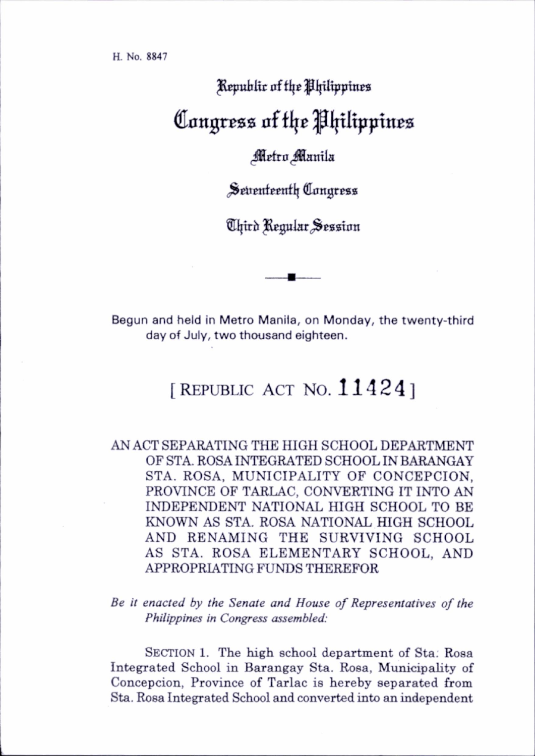H. No. 8847

# Republic of the Philippines

# Congress of the Philippines

## Metro Manila

## Seventeenth Congress

## Third Regular Session

Begun and held in Metro Manila, on Monday, the twenty-third day of July, two thousand eighteen.

## [ REPUBLIC ACT NO. 11424 ]

AN ACT SEPARATING THE HIGH SCHOOL DEPARTMENT OF STA. ROSA INTEGRATED SCHOOL IN BARANGAY STA. ROSA, MUNICIPALITY OF CONCEPCION, PROVINCE OF TARLAC, CONVERTING IT INTO AN INDEPENDENT NATIONAL HIGH SCHOOL TO BE KNOWN AS STA. ROSA NATIONAL HIGH SCHOOL AND RENAMING THE SURVIVING SCHOOL AS STA. ROSA ELEMENTARY SCHOOL, AND APPROPRIATING FUNDS THEREFOR

*Be it enacted by the Senate and House of Representatives of the Philippines in Congress assembled:*

SECTION 1. The high school department of Sta. Rosa Integrated School in Barangay Sta. Rosa, Municipality of Concepcion, Province of Tarlac is hereby separated from Sta. Rosa Integrated School and converted into an independent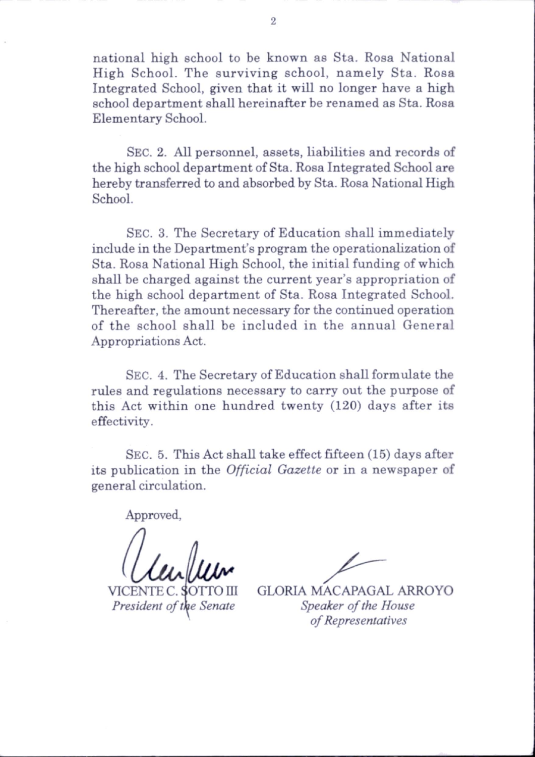national high school to be known as Sta. Rosa National High School. The surviving school, namely Sta. Rosa Integrated School, given that it will no longer have a high school department shall hereinafter be renamed as Sta. Rosa Elementary School.

SEC. 2. All personnel, assets, liabilities and records of the high school department of Sta. Rosa Integrated School are hereby transferred to and absorbed by Sta. Rosa National High School.

SEC. 3. The Secretary of Education shall immediately include in the Department's program the operationalization of Sta. Rosa National High School, the initial funding of which shall be charged against the current year's appropriation of the high school department of Sta. Rosa Integrated School. Thereafter, the amount necessary for the continued operation of the school shall be included in the annual General Appropriations Act.

SEC. 4. The Secretary of Education shall formulate the rules and regulations necessary to carry out the purpose of this Act within one hundred twenty (120) days after its effectivity.

SEC. 5. This Act shall take effect fifteen (15) days after its publication in the *Official Gazette* or in a newspaper of general circulation.

Approved,

VICENTE C. SOTTO III
*President of the Senate*

GLORIA MACAPAGAL ARROYO
*Speaker of the House of Representatives*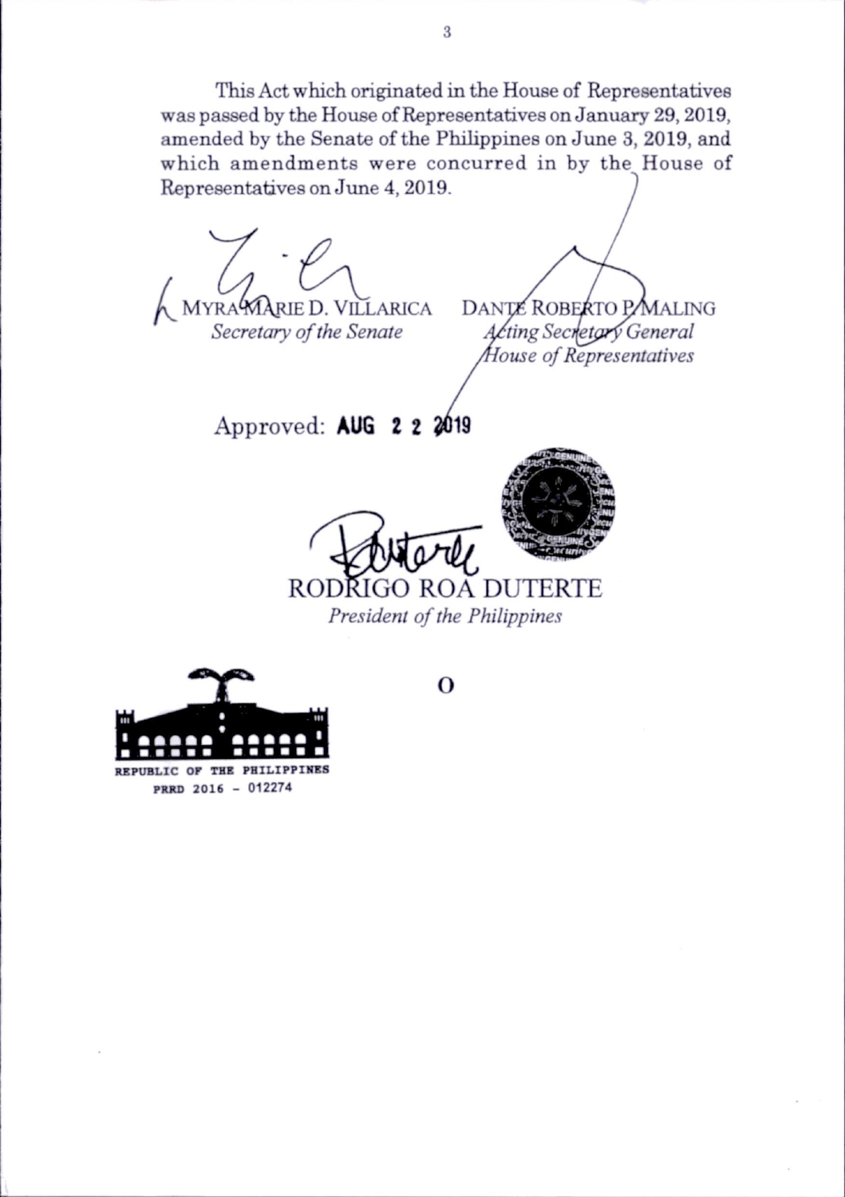This Act which originated in the House of Representatives was passed by the House of Representatives on January 29, 2019, amended by the Senate of the Philippines on June 3, 2019, and which amendments were concurred in by the House of Representatives on June 4, 2019.

MYRA MARIE D. VILLARICA
*Secretary of the Senate*

DANTE ROBERTO P. MALING
*Acting Secretary General*
*House of Representatives*

Approved: **AUG 22 2019**

RODRIGO ROA DUTERTE
*President of the Philippines*

O

REPUBLIC OF THE PHILIPPINES
PRRD 2016 - 012274